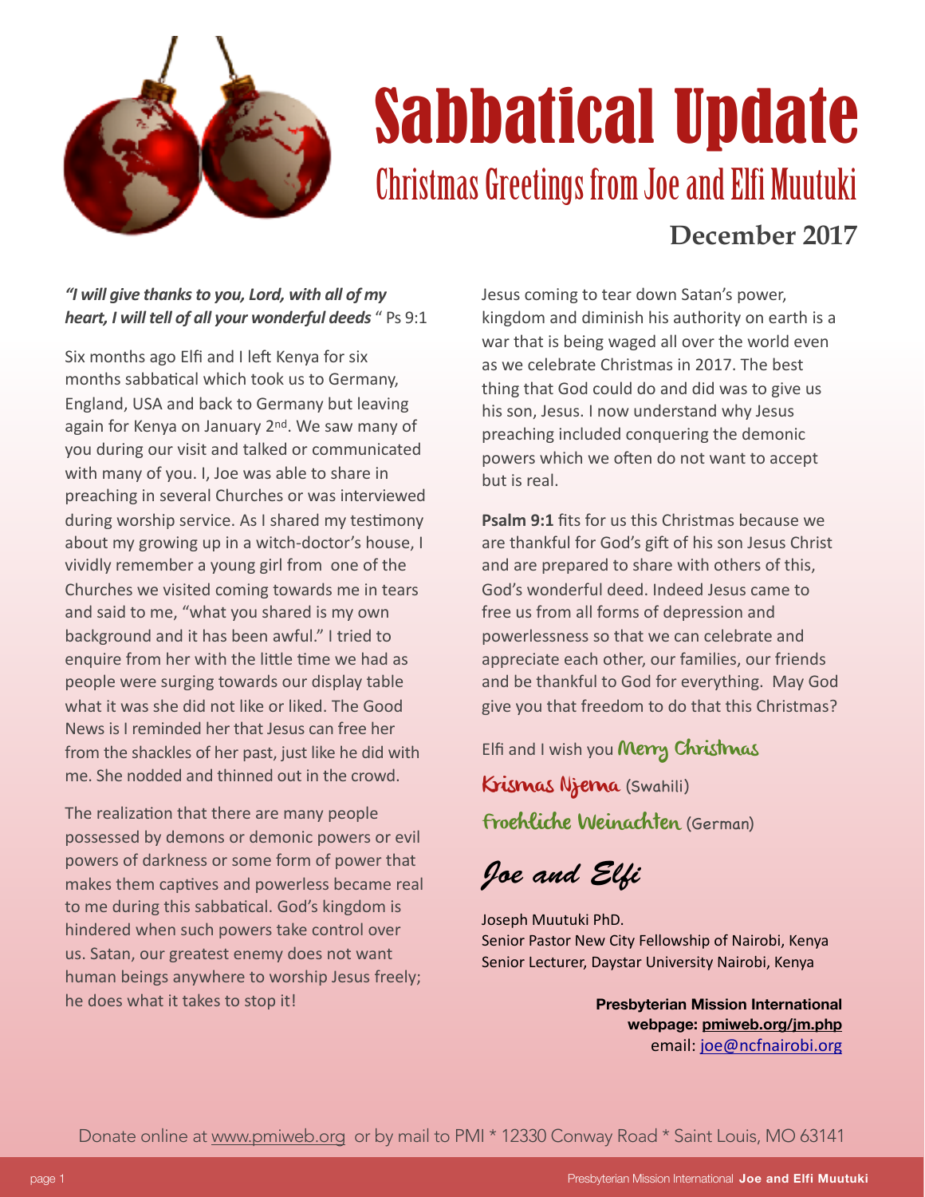# Sabbatical Update

## Christmas Greetings from Joe and Elfi Muutuki

**December 2017**

***"I will give thanks to you, Lord, with all of my heart, I will tell of all your wonderful deeds*** " Ps 9:1

Six months ago Elfi and I left Kenya for six months sabbatical which took us to Germany, England, USA and back to Germany but leaving again for Kenya on January 2nd. We saw many of you during our visit and talked or communicated with many of you. I, Joe was able to share in preaching in several Churches or was interviewed during worship service. As I shared my testimony about my growing up in a witch-doctor's house, I vividly remember a young girl from one of the Churches we visited coming towards me in tears and said to me, "what you shared is my own background and it has been awful." I tried to enquire from her with the little time we had as people were surging towards our display table what it was she did not like or liked. The Good News is I reminded her that Jesus can free her from the shackles of her past, just like he did with me. She nodded and thinned out in the crowd.

The realization that there are many people possessed by demons or demonic powers or evil powers of darkness or some form of power that makes them captives and powerless became real to me during this sabbatical. God's kingdom is hindered when such powers take control over us. Satan, our greatest enemy does not want human beings anywhere to worship Jesus freely; he does what it takes to stop it!

Jesus coming to tear down Satan's power, kingdom and diminish his authority on earth is a war that is being waged all over the world even as we celebrate Christmas in 2017. The best thing that God could do and did was to give us his son, Jesus. I now understand why Jesus preaching included conquering the demonic powers which we often do not want to accept but is real.

**Psalm 9:1** fits for us this Christmas because we are thankful for God's gift of his son Jesus Christ and are prepared to share with others of this, God's wonderful deed. Indeed Jesus came to free us from all forms of depression and powerlessness so that we can celebrate and appreciate each other, our families, our friends and be thankful to God for everything. May God give you that freedom to do that this Christmas?

Elfi and I wish you **Merry Christmas**

**Krismas Njema** (Swahili)

**Froehliche Weinachten** (German)

*Joe and Elfi*

Joseph Muutuki PhD.
Senior Pastor New City Fellowship of Nairobi, Kenya
Senior Lecturer, Daystar University Nairobi, Kenya

**Presbyterian Mission International**
**webpage: pmiweb.org/jm.php**
email: joe@ncfnairobi.org

Donate online at www.pmiweb.org or by mail to PMI * 12330 Conway Road * Saint Louis, MO 63141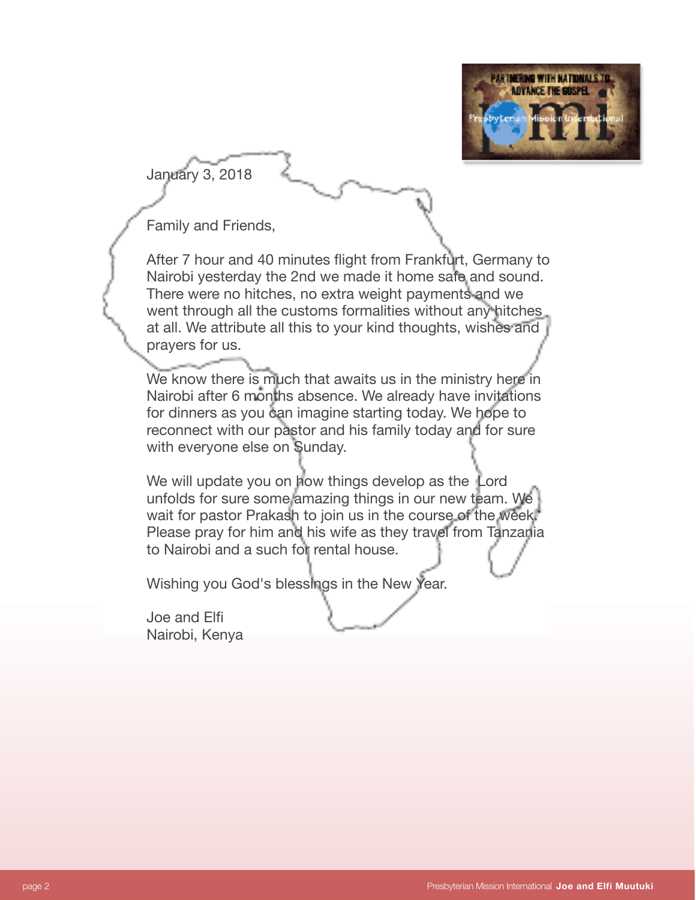January 3, 2018

Family and Friends,

After 7 hour and 40 minutes flight from Frankfurt, Germany to Nairobi yesterday the 2nd we made it home safe and sound. There were no hitches, no extra weight payments and we went through all the customs formalities without any hitches at all. We attribute all this to your kind thoughts, wishes and prayers for us.

We know there is much that awaits us in the ministry here in Nairobi after 6 months absence. We already have invitations for dinners as you can imagine starting today. We hope to reconnect with our pastor and his family today and for sure with everyone else on Sunday.

We will update you on how things develop as the Lord unfolds for sure some amazing things in our new team. We wait for pastor Prakash to join us in the course of the week. Please pray for him and his wife as they travel from Tanzania to Nairobi and a such for rental house.

Wishing you God's blessings in the New Year.

Joe and Elfi
Nairobi, Kenya